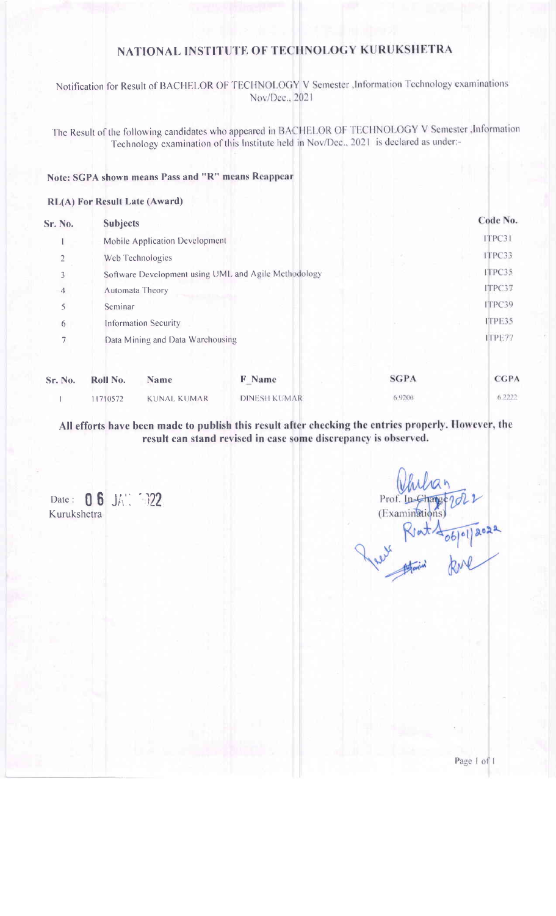# NATIONAL INSTITUTE OF TECHNOLOGY KURUKSHETRA

Notification for Result of BACHELOR OF TECHNOLOGY V Semester ,Information Technology examinations Nov/Dec., 2021

The Result of the following candidates who appeared in BACHELOR OF TECHNOLOGY V Semester ,Information Technology examination of this Institute held in Nov/Dec., 2021 is declared as under:-

**Note: SGPA shown means Pass and "R" means Reappear**

**RL(A) For Result Late (Award)**

| Sr. No. | Subjects | Code No. |
|---|---|---|
| 1 | Mobile Application Development | ITPC31 |
| 2 | Web Technologies | ITPC33 |
| 3 | Software Development using UML and Agile Methodology | ITPC35 |
| 4 | Automata Theory | ITPC37 |
| 5 | Seminar | ITPC39 |
| 6 | Information Security | ITPE35 |
| 7 | Data Mining and Data Warehousing | ITPE77 |

| Sr. No. | Roll No. | Name | F_Name | SGPA | CGPA |
|---|---|---|---|---|---|
| 1 | 11710572 | KUNAL KUMAR | DINESH KUMAR | 6.9200 | 6.2222 |

**All efforts have been made to publish this result after checking the entries properly. However, the result can stand revised in case some discrepancy is observed.**

Date : 06 JAN 2022
Kurukshetra

Prof. In-Charge
(Examinations)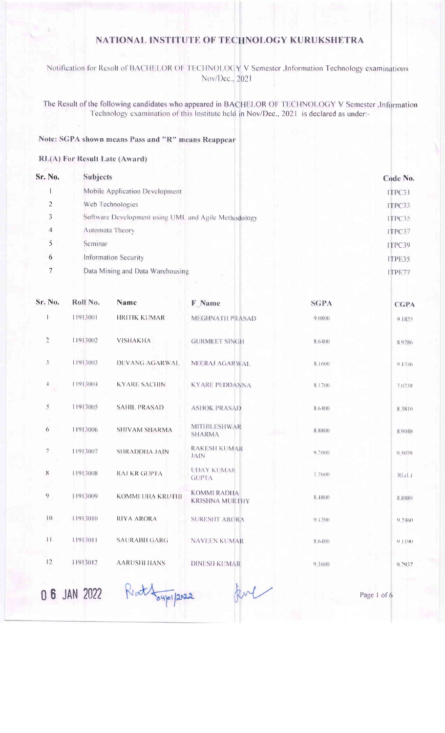# NATIONAL INSTITUTE OF TECHNOLOGY KURUKSHETRA

Notification for Result of BACHELOR OF TECHNOLOGY V Semester ,Information Technology examinations Nov/Dec., 2021

The Result of the following candidates who appeared in BACHELOR OF TECHNOLOGY V Semester ,Information Technology examination of this Institute held in Nov/Dec., 2021 is declared as under:-

**Note: SGPA shown means Pass and "R" means Reappear**

**RL(A) For Result Late (Award)**

| Sr. No. | Subjects | Code No. |
|---|---|---|
| 1 | Mobile Application Development | ITPC31 |
| 2 | Web Technologies | ITPC33 |
| 3 | Software Development using UML and Agile Methodology | ITPC35 |
| 4 | Automata Theory | ITPC37 |
| 5 | Seminar | ITPC39 |
| 6 | Information Security | ITPE35 |
| 7 | Data Mining and Data Warehousing | ITPE77 |

| Sr. No. | Roll No. | Name | F_Name | SGPA | CGPA |
|---|---|---|---|---|---|
| 1 | 11913001 | HRITIK KUMAR | MEGHNATH PRASAD | 9.0800 | 9.1825 |
| 2 | 11913002 | VISHAKHA | GURMEET SINGH | 8.6400 | 8.9286 |
| 3 | 11913003 | DEVANG AGARWAL | NEERAJ AGARWAL | 8.1600 | 9.1746 |
| 4 | 11913004 | KYARE SACHIN | KYARE PEDDANNA | 8.1200 | 7.0238 |
| 5 | 11913005 | SAHIL PRASAD | ASHOK PRASAD | 8.6400 | 8.3810 |
| 6 | 11913006 | SHIVAM SHARMA | MITHILESHWAR SHARMA | 8.8800 | 8.9048 |
| 7 | 11913007 | SHRADDHA JAIN | RAKESH KUMAR JAIN | 9.2000 | 9.5079 |
| 8 | 11913008 | RAJ KR GUPTA | UDAY KUMAR GUPTA | 7.7600 | RL(L) |
| 9 | 11913009 | KOMMI UHA KRUTHI | KOMMI RADHA KRISHNA MURTHY | 8.4800 | 8.8889 |
| 10 | 11913010 | RIYA ARORA | SURESHT ARORA | 9.1200 | 9.2460 |
| 11 | 11913011 | SAURABH GARG | NAVEEN KUMAR | 8.6400 | 9.1190 |
| 12 | 11913012 | AARUSHI HANS | DINESH KUMAR | 9.3600 | 9.2937 |

06 JAN 2022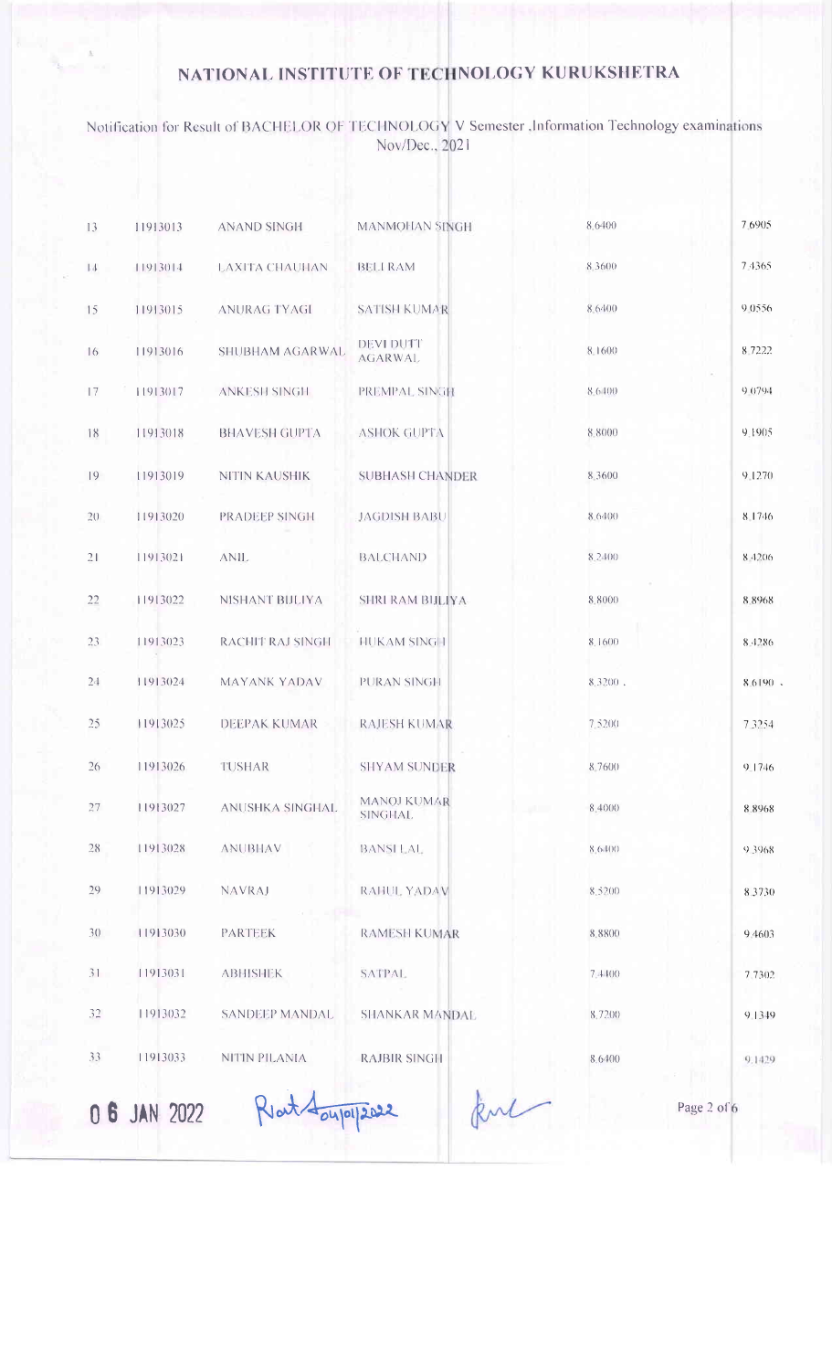# NATIONAL INSTITUTE OF TECHNOLOGY KURUKSHETRA

Notification for Result of BACHELOR OF TECHNOLOGY V Semester ,Information Technology examinations Nov/Dec., 2021

| | | | | | |
|---|---|---|---|---|---|
| 13 | 11913013 | ANAND SINGH | MANMOHAN SINGH | 8.6400 | 7.6905 |
| 14 | 11913014 | LAXITA CHAUHAN | BELI RAM | 8.3600 | 7.4365 |
| 15 | 11913015 | ANURAG TYAGI | SATISH KUMAR | 8.6400 | 9.0556 |
| 16 | 11913016 | SHUBHAM AGARWAL | DEVI DUTT AGARWAL | 8.1600 | 8.7222 |
| 17 | 11913017 | ANKESH SINGH | PREMPAL SINGH | 8.6400 | 9.0794 |
| 18 | 11913018 | BHAVESH GUPTA | ASHOK GUPTA | 8.8000 | 9.1905 |
| 19 | 11913019 | NITIN KAUSHIK | SUBHASH CHANDER | 8.3600 | 9.1270 |
| 20 | 11913020 | PRADEEP SINGH | JAGDISH BABU | 8.6400 | 8.1746 |
| 21 | 11913021 | ANIL | BALCHAND | 8.2400 | 8.4206 |
| 22 | 11913022 | NISHANT BIJLIYA | SHRI RAM BIJLIYA | 8.8000 | 8.8968 |
| 23 | 11913023 | RACHIT RAJ SINGH | HUKAM SINGH | 8.1600 | 8.4286 |
| 24 | 11913024 | MAYANK YADAV | PURAN SINGH | 8.3200 | 8.6190 |
| 25 | 11913025 | DEEPAK KUMAR | RAJESH KUMAR | 7.5200 | 7.3254 |
| 26 | 11913026 | TUSHAR | SHYAM SUNDER | 8.7600 | 9.1746 |
| 27 | 11913027 | ANUSHKA SINGHAL | MANOJ KUMAR SINGHAL | 8.4000 | 8.8968 |
| 28 | 11913028 | ANUBHAV | BANSI LAL | 8.6400 | 9.3968 |
| 29 | 11913029 | NAVRAJ | RAHUL YADAV | 8.5200 | 8.3730 |
| 30 | 11913030 | PARTEEK | RAMESH KUMAR | 8.8800 | 9.4603 |
| 31 | 11913031 | ABHISHEK | SATPAL | 7.4400 | 7.7302 |
| 32 | 11913032 | SANDEEP MANDAL | SHANKAR MANDAL | 8.7200 | 9.1349 |
| 33 | 11913033 | NITIN PILANIA | RAJBIR SINGH | 8.6400 | 9.1429 |

06 JAN 2022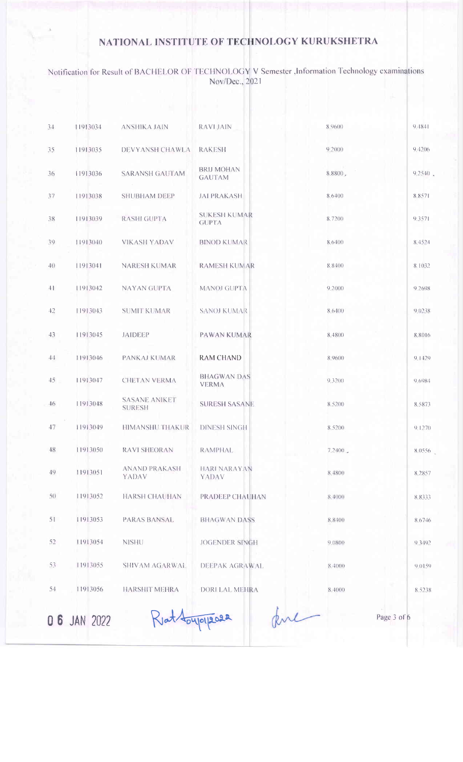# NATIONAL INSTITUTE OF TECHNOLOGY KURUKSHETRA

Notification for Result of BACHELOR OF TECHNOLOGY V Semester ,Information Technology examinations Nov/Dec., 2021

| | | | | | |
|---|---|---|---|---|---|
| 34 | 11913034 | ANSHIKA JAIN | RAVI JAIN | 8.9600 | 9.4841 |
| 35 | 11913035 | DEVYANSH CHAWLA | RAKESH | 9.2000 | 9.4206 |
| 36 | 11913036 | SARANSH GAUTAM | BRIJ MOHAN GAUTAM | 8.8800 | 9.2540 |
| 37 | 11913038 | SHUBHAM DEEP | JAI PRAKASH | 8.6400 | 8.8571 |
| 38 | 11913039 | RASHI GUPTA | SUKESH KUMAR GUPTA | 8.7200 | 9.3571 |
| 39 | 11913040 | VIKASH YADAV | BINOD KUMAR | 8.6400 | 8.4524 |
| 40 | 11913041 | NARESH KUMAR | RAMESH KUMAR | 8.8400 | 8.1032 |
| 41 | 11913042 | NAYAN GUPTA | MANOJ GUPTA | 9.2000 | 9.2698 |
| 42 | 11913043 | SUMIT KUMAR | SANOJ KUMAR | 8.6400 | 9.0238 |
| 43 | 11913045 | JAIDEEP | PAWAN KUMAR | 8.4800 | 8.8016 |
| 44 | 11913046 | PANKAJ KUMAR | RAM CHAND | 8.9600 | 9.1429 |
| 45 | 11913047 | CHETAN VERMA | BHAGWAN DAS VERMA | 9.3200 | 9.6984 |
| 46 | 11913048 | SASANE ANIKET SURESH | SURESH SASANE | 8.5200 | 8.5873 |
| 47 | 11913049 | HIMANSHU THAKUR | DINESH SINGH | 8.5200 | 9.1270 |
| 48 | 11913050 | RAVI SHEORAN | RAMPHAL | 7.2400 | 8.0556 |
| 49 | 11913051 | ANAND PRAKASH YADAV | HARI NARAYAN YADAV | 8.4800 | 8.2857 |
| 50 | 11913052 | HARSH CHAUHAN | PRADEEP CHAUHAN | 8.4000 | 8.8333 |
| 51 | 11913053 | PARAS BANSAL | BHAGWAN DASS | 8.8400 | 8.6746 |
| 52 | 11913054 | NISHU | JOGENDER SINGH | 9.0800 | 9.3492 |
| 53 | 11913055 | SHIVAM AGARWAL | DEEPAK AGRAWAL | 8.4000 | 9.0159 |
| 54 | 11913056 | HARSHIT MEHRA | DORI LAL MEHRA | 8.4000 | 8.5238 |

06 JAN 2022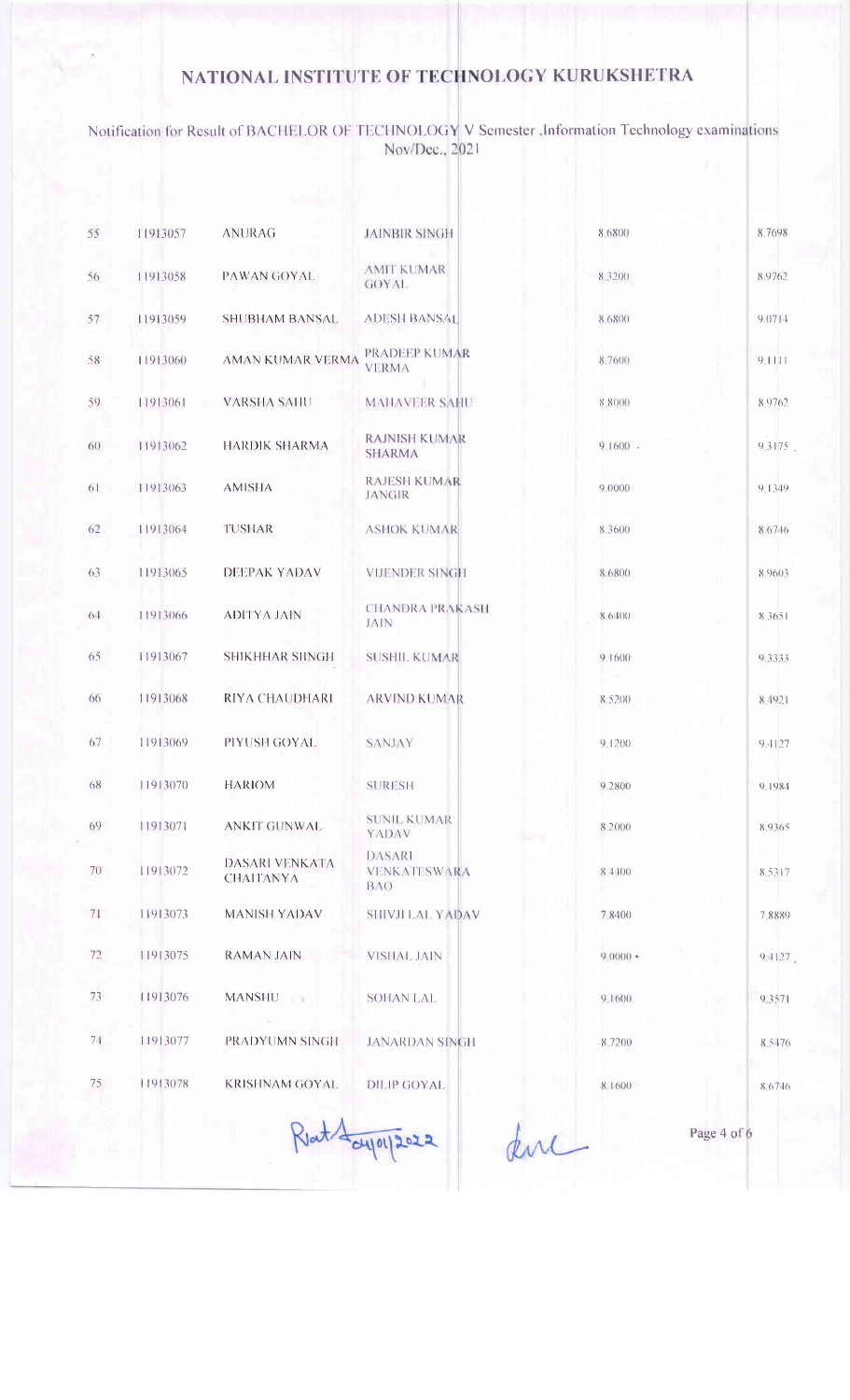# NATIONAL INSTITUTE OF TECHNOLOGY KURUKSHETRA

Notification for Result of BACHELOR OF TECHNOLOGY V Semester ,Information Technology examinations Nov/Dec., 2021

| | | | | | |
|---|---|---|---|---|---|
| 55 | 11913057 | ANURAG | JAINBIR SINGH | 8.6800 | 8.7698 |
| 56 | 11913058 | PAWAN GOYAL | AMIT KUMAR GOYAL | 8.3200 | 8.9762 |
| 57 | 11913059 | SHUBHAM BANSAL | ADESH BANSAL | 8.6800 | 9.0714 |
| 58 | 11913060 | AMAN KUMAR VERMA | PRADEEP KUMAR VERMA | 8.7600 | 9.1111 |
| 59 | 11913061 | VARSHA SAHU | MAHAVEER SAHU | 8.8000 | 8.9762 |
| 60 | 11913062 | HARDIK SHARMA | RAJNISH KUMAR SHARMA | 9.1600 | 9.3175 |
| 61 | 11913063 | AMISHA | RAJESH KUMAR JANGIR | 9.0000 | 9.1349 |
| 62 | 11913064 | TUSHAR | ASHOK KUMAR | 8.3600 | 8.6746 |
| 63 | 11913065 | DEEPAK YADAV | VIJENDER SINGH | 8.6800 | 8.9603 |
| 64 | 11913066 | ADITYA JAIN | CHANDRA PRAKASH JAIN | 8.6400 | 8.3651 |
| 65 | 11913067 | SHIKHHAR SIINGH | SUSHIL KUMAR | 9.1600 | 9.3333 |
| 66 | 11913068 | RIYA CHAUDHARI | ARVIND KUMAR | 8.5200 | 8.4921 |
| 67 | 11913069 | PIYUSH GOYAL | SANJAY | 9.1200 | 9.4127 |
| 68 | 11913070 | HARIOM | SURESH | 9.2800 | 9.1984 |
| 69 | 11913071 | ANKIT GUNWAL | SUNIL KUMAR YADAV | 8.2000 | 8.9365 |
| 70 | 11913072 | DASARI VENKATA CHAITANYA | DASARI VENKATESWARA RAO | 8.4400 | 8.5317 |
| 71 | 11913073 | MANISH YADAV | SHIVJI LAL YADAV | 7.8400 | 7.8889 |
| 72 | 11913075 | RAMAN JAIN | VISHAL JAIN | 9.0000 | 9.4127 |
| 73 | 11913076 | MANSHU | SOHAN LAL | 9.1600 | 9.3571 |
| 74 | 11913077 | PRADYUMN SINGH | JANARDAN SINGH | 8.7200 | 8.5476 |
| 75 | 11913078 | KRISHNAM GOYAL | DILIP GOYAL | 8.1600 | 8.6746 |

24/01/2022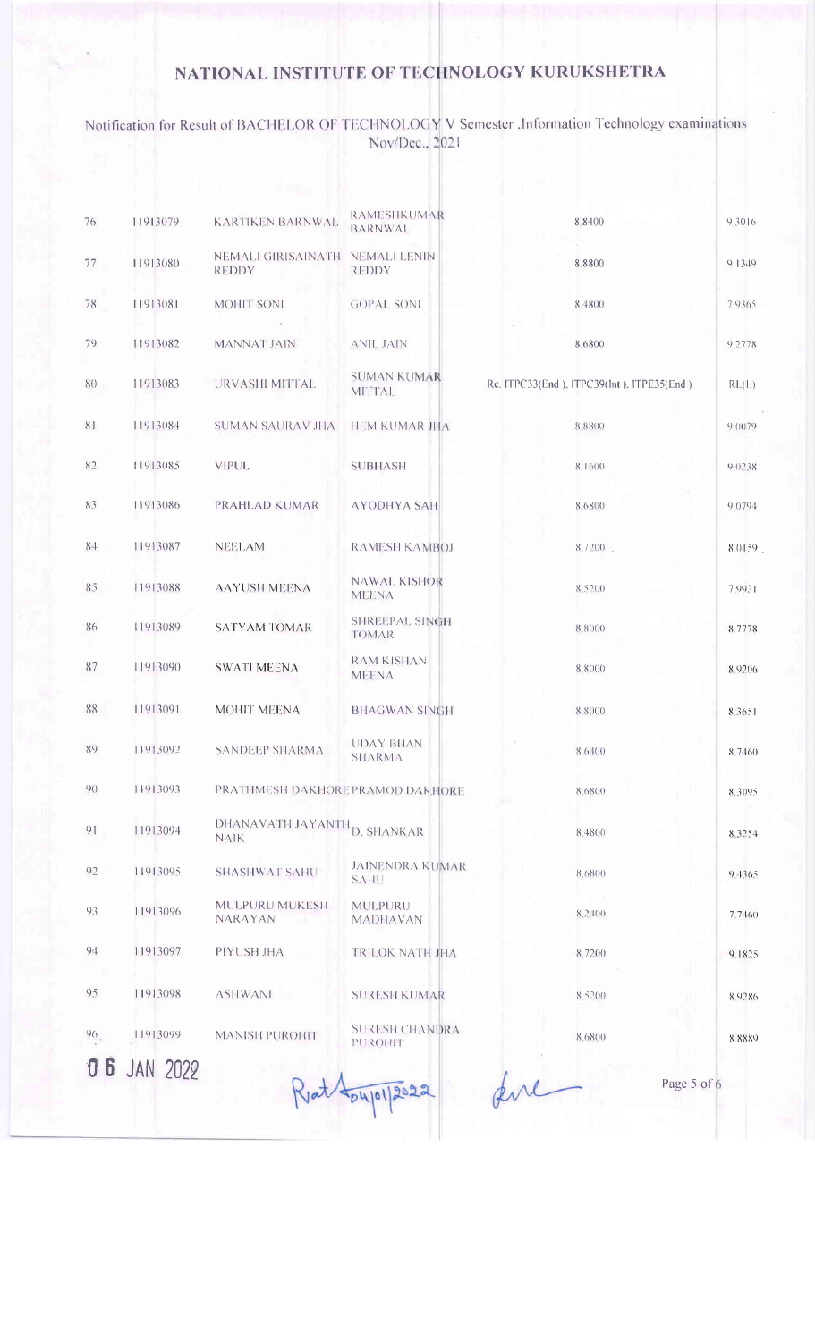# NATIONAL INSTITUTE OF TECHNOLOGY KURUKSHETRA

Notification for Result of BACHELOR OF TECHNOLOGY V Semester ,Information Technology examinations Nov/Dec., 2021

| | | | | | |
|---|---|---|---|---|---|
| 76 | 11913079 | KARTIKEN BARNWAL | RAMESHKUMAR BARNWAL | 8.8400 | 9.3016 |
| 77 | 11913080 | NEMALI GIRISAINATH REDDY | NEMALI LENIN REDDY | 8.8800 | 9.1349 |
| 78 | 11913081 | MOHIT SONI | GOPAL SONI | 8.4800 | 7.9365 |
| 79 | 11913082 | MANNAT JAIN | ANIL JAIN | 8.6800 | 9.2778 |
| 80 | 11913083 | URVASHI MITTAL | SUMAN KUMAR MITTAL | Re. ITPC33(End ), ITPC39(Int ), ITPE35(End ) | RL(L) |
| 81 | 11913084 | SUMAN SAURAV JHA | HEM KUMAR JHA | 8.8800 | 9.0079 |
| 82 | 11913085 | VIPUL | SUBHASH | 8.1600 | 9.0238 |
| 83 | 11913086 | PRAHLAD KUMAR | AYODHYA SAH | 8.6800 | 9.0794 |
| 84 | 11913087 | NEELAM | RAMESH KAMBOJ | 8.7200 | 8.0159 |
| 85 | 11913088 | AAYUSH MEENA | NAWAL KISHOR MEENA | 8.5200 | 7.9921 |
| 86 | 11913089 | SATYAM TOMAR | SHREEPAL SINGH TOMAR | 8.8000 | 8.7778 |
| 87 | 11913090 | SWATI MEENA | RAM KISHAN MEENA | 8.8000 | 8.9206 |
| 88 | 11913091 | MOHIT MEENA | BHAGWAN SINGH | 8.8000 | 8.3651 |
| 89 | 11913092 | SANDEEP SHARMA | UDAY BHAN SHARMA | 8.6400 | 8.7460 |
| 90 | 11913093 | PRATHMESH DAKHORE | PRAMOD DAKHORE | 8.6800 | 8.3095 |
| 91 | 11913094 | DHANAVATH JAYANTH NAIK | D. SHANKAR | 8.4800 | 8.3254 |
| 92 | 11913095 | SHASHWAT SAHU | JAINENDRA KUMAR SAHU | 8.6800 | 9.4365 |
| 93 | 11913096 | MULPURU MUKESH NARAYAN | MULPURU MADHAVAN | 8.2400 | 7.7460 |
| 94 | 11913097 | PIYUSH JHA | TRILOK NATH JHA | 8.7200 | 9.1825 |
| 95 | 11913098 | ASHWANI | SURESH KUMAR | 8.5200 | 8.9286 |
| 96 | 11913099 | MANISH PUROHIT | SURESH CHANDRA PUROHIT | 8.6800 | 8.8889 |

06 JAN 2022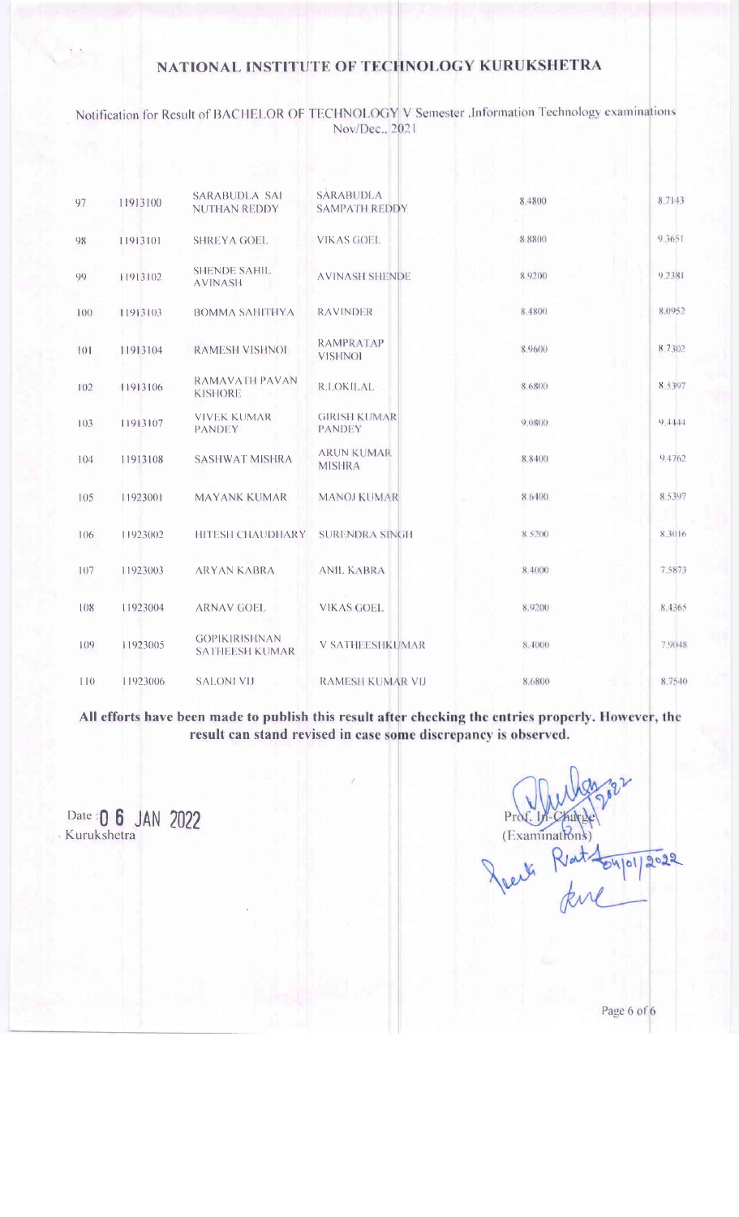# NATIONAL INSTITUTE OF TECHNOLOGY KURUKSHETRA

Notification for Result of BACHELOR OF TECHNOLOGY V Semester ,Information Technology examinations Nov/Dec., 2021

| | | | | | |
|---|---|---|---|---|---|
| 97 | 11913100 | SARABUDLA SAI NUTHAN REDDY | SARABUDLA SAMPATH REDDY | 8.4800 | 8.7143 |
| 98 | 11913101 | SHREYA GOEL | VIKAS GOEL | 8.8800 | 9.3651 |
| 99 | 11913102 | SHENDE SAHIL AVINASH | AVINASH SHENDE | 8.9200 | 9.2381 |
| 100 | 11913103 | BOMMA SAHITHYA | RAVINDER | 8.4800 | 8.0952 |
| 101 | 11913104 | RAMESH VISHNOI | RAMPRATAP VISHNOI | 8.9600 | 8.7302 |
| 102 | 11913106 | RAMAVATH PAVAN KISHORE | R.LOKILAL | 8.6800 | 8.5397 |
| 103 | 11913107 | VIVEK KUMAR PANDEY | GIRISH KUMAR PANDEY | 9.0800 | 9.4444 |
| 104 | 11913108 | SASHWAT MISHRA | ARUN KUMAR MISHRA | 8.8400 | 9.4762 |
| 105 | 11923001 | MAYANK KUMAR | MANOJ KUMAR | 8.6400 | 8.5397 |
| 106 | 11923002 | HITESH CHAUDHARY | SURENDRA SINGH | 8.5200 | 8.3016 |
| 107 | 11923003 | ARYAN KABRA | ANIL KABRA | 8.4000 | 7.5873 |
| 108 | 11923004 | ARNAV GOEL | VIKAS GOEL | 8.9200 | 8.4365 |
| 109 | 11923005 | GOPIKIRISHNAN SATHEESH KUMAR | V SATHEESHKUMAR | 8.4000 | 7.9048 |
| 110 | 11923006 | SALONI VIJ | RAMESH KUMAR VIJ | 8.6800 | 8.7540 |

**All efforts have been made to publish this result after checking the entries properly. However, the result can stand revised in case some discrepancy is observed.**

Date : 0 6 JAN 2022
Kurukshetra

Prof. In-Charge
(Examinations)